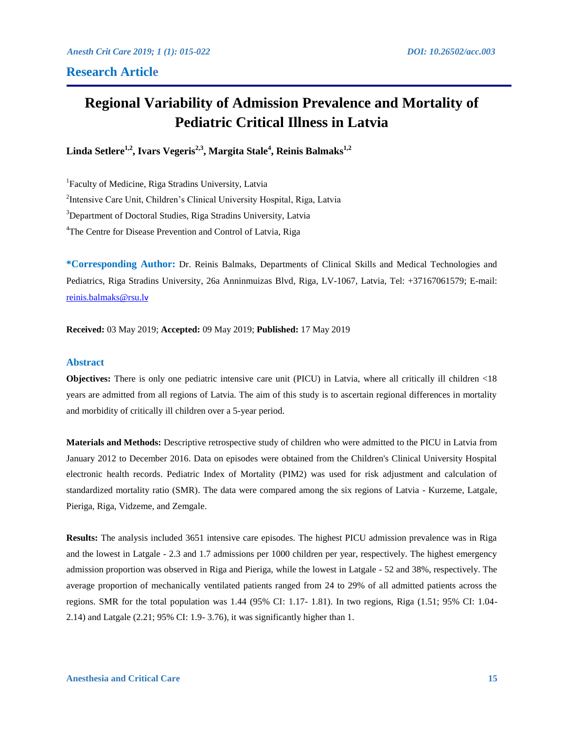## Research Article

# Regional Variability of Admission Prevalence and Mortality of Pediatric Critical Illness in Latvia

**Linda Setlere[1,2], Ivars Vegeris[2,3], Margita Stale[4], Reinis Balmaks[1,2]**

[1]Faculty of Medicine, Riga Stradins University, Latvia

[2]Intensive Care Unit, Children's Clinical University Hospital, Riga, Latvia

[3]Department of Doctoral Studies, Riga Stradins University, Latvia

[4]The Centre for Disease Prevention and Control of Latvia, Riga

**\*Corresponding Author:** Dr. Reinis Balmaks, Departments of Clinical Skills and Medical Technologies and Pediatrics, Riga Stradins University, 26a Anninmuizas Blvd, Riga, LV-1067, Latvia, Tel: +37167061579; E-mail: reinis.balmaks@rsu.lv

**Received:** 03 May 2019; **Accepted:** 09 May 2019; **Published:** 17 May 2019

### Abstract

**Objectives:** There is only one pediatric intensive care unit (PICU) in Latvia, where all critically ill children <18 years are admitted from all regions of Latvia. The aim of this study is to ascertain regional differences in mortality and morbidity of critically ill children over a 5-year period.

**Materials and Methods:** Descriptive retrospective study of children who were admitted to the PICU in Latvia from January 2012 to December 2016. Data on episodes were obtained from the Children's Clinical University Hospital electronic health records. Pediatric Index of Mortality (PIM2) was used for risk adjustment and calculation of standardized mortality ratio (SMR). The data were compared among the six regions of Latvia - Kurzeme, Latgale, Pieriga, Riga, Vidzeme, and Zemgale.

**Results:** The analysis included 3651 intensive care episodes. The highest PICU admission prevalence was in Riga and the lowest in Latgale - 2.3 and 1.7 admissions per 1000 children per year, respectively. The highest emergency admission proportion was observed in Riga and Pieriga, while the lowest in Latgale - 52 and 38%, respectively. The average proportion of mechanically ventilated patients ranged from 24 to 29% of all admitted patients across the regions. SMR for the total population was 1.44 (95% CI: 1.17- 1.81). In two regions, Riga (1.51; 95% CI: 1.04- 2.14) and Latgale (2.21; 95% CI: 1.9- 3.76), it was significantly higher than 1.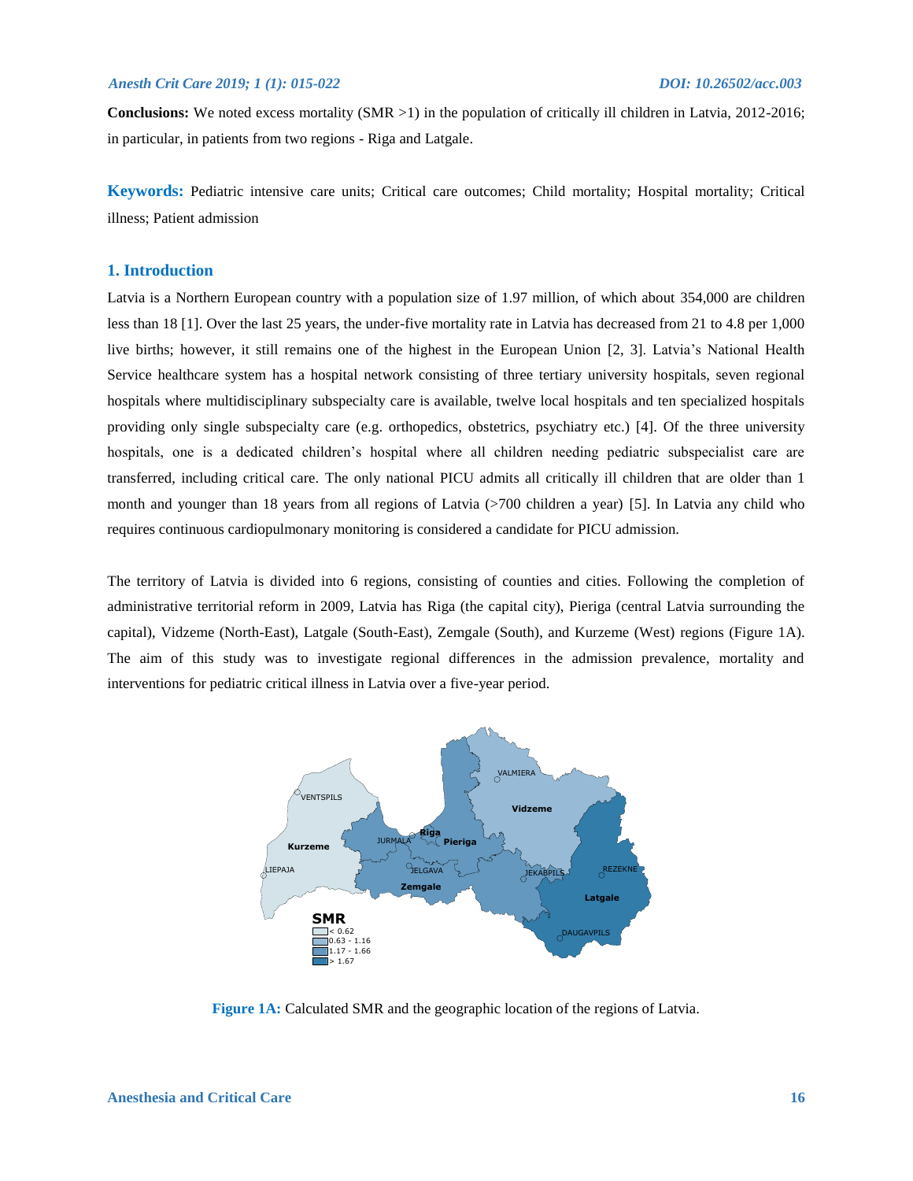**Conclusions:** We noted excess mortality (SMR >1) in the population of critically ill children in Latvia, 2012-2016; in particular, in patients from two regions - Riga and Latgale.

**Keywords:** Pediatric intensive care units; Critical care outcomes; Child mortality; Hospital mortality; Critical illness; Patient admission

## 1. Introduction

Latvia is a Northern European country with a population size of 1.97 million, of which about 354,000 are children less than 18 [1]. Over the last 25 years, the under-five mortality rate in Latvia has decreased from 21 to 4.8 per 1,000 live births; however, it still remains one of the highest in the European Union [2, 3]. Latvia's National Health Service healthcare system has a hospital network consisting of three tertiary university hospitals, seven regional hospitals where multidisciplinary subspecialty care is available, twelve local hospitals and ten specialized hospitals providing only single subspecialty care (e.g. orthopedics, obstetrics, psychiatry etc.) [4]. Of the three university hospitals, one is a dedicated children's hospital where all children needing pediatric subspecialist care are transferred, including critical care. The only national PICU admits all critically ill children that are older than 1 month and younger than 18 years from all regions of Latvia (>700 children a year) [5]. In Latvia any child who requires continuous cardiopulmonary monitoring is considered a candidate for PICU admission.

The territory of Latvia is divided into 6 regions, consisting of counties and cities. Following the completion of administrative territorial reform in 2009, Latvia has Riga (the capital city), Pieriga (central Latvia surrounding the capital), Vidzeme (North-East), Latgale (South-East), Zemgale (South), and Kurzeme (West) regions (Figure 1A). The aim of this study was to investigate regional differences in the admission prevalence, mortality and interventions for pediatric critical illness in Latvia over a five-year period.

**Figure 1A:** Calculated SMR and the geographic location of the regions of Latvia.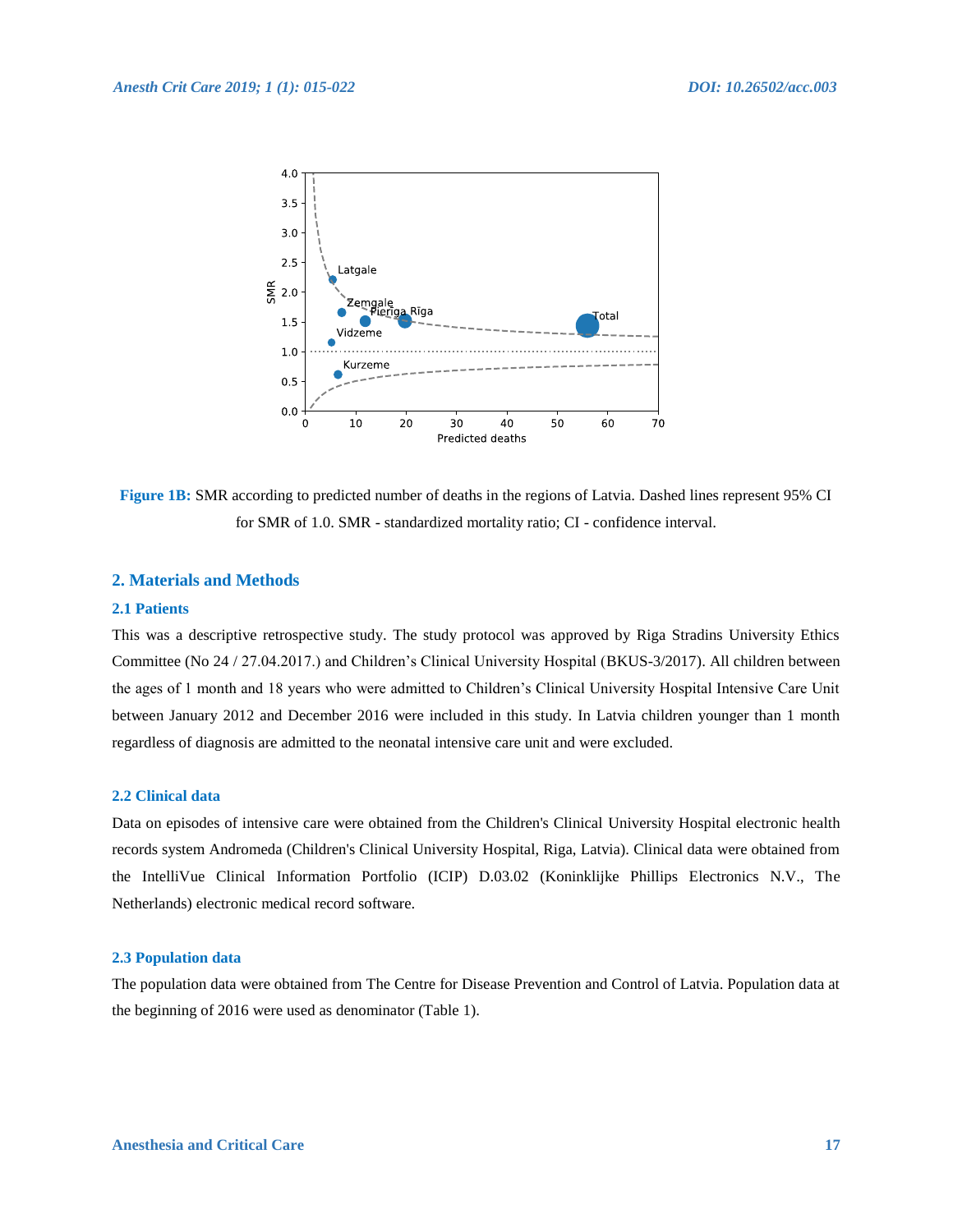**Figure 1B:** SMR according to predicted number of deaths in the regions of Latvia. Dashed lines represent 95% CI for SMR of 1.0. SMR - standardized mortality ratio; CI - confidence interval.

## 2. Materials and Methods

### 2.1 Patients

This was a descriptive retrospective study. The study protocol was approved by Riga Stradins University Ethics Committee (No 24 / 27.04.2017.) and Children's Clinical University Hospital (BKUS-3/2017). All children between the ages of 1 month and 18 years who were admitted to Children's Clinical University Hospital Intensive Care Unit between January 2012 and December 2016 were included in this study. In Latvia children younger than 1 month regardless of diagnosis are admitted to the neonatal intensive care unit and were excluded.

### 2.2 Clinical data

Data on episodes of intensive care were obtained from the Children's Clinical University Hospital electronic health records system Andromeda (Children's Clinical University Hospital, Riga, Latvia). Clinical data were obtained from the IntelliVue Clinical Information Portfolio (ICIP) D.03.02 (Koninklijke Phillips Electronics N.V., The Netherlands) electronic medical record software.

### 2.3 Population data

The population data were obtained from The Centre for Disease Prevention and Control of Latvia. Population data at the beginning of 2016 were used as denominator (Table 1).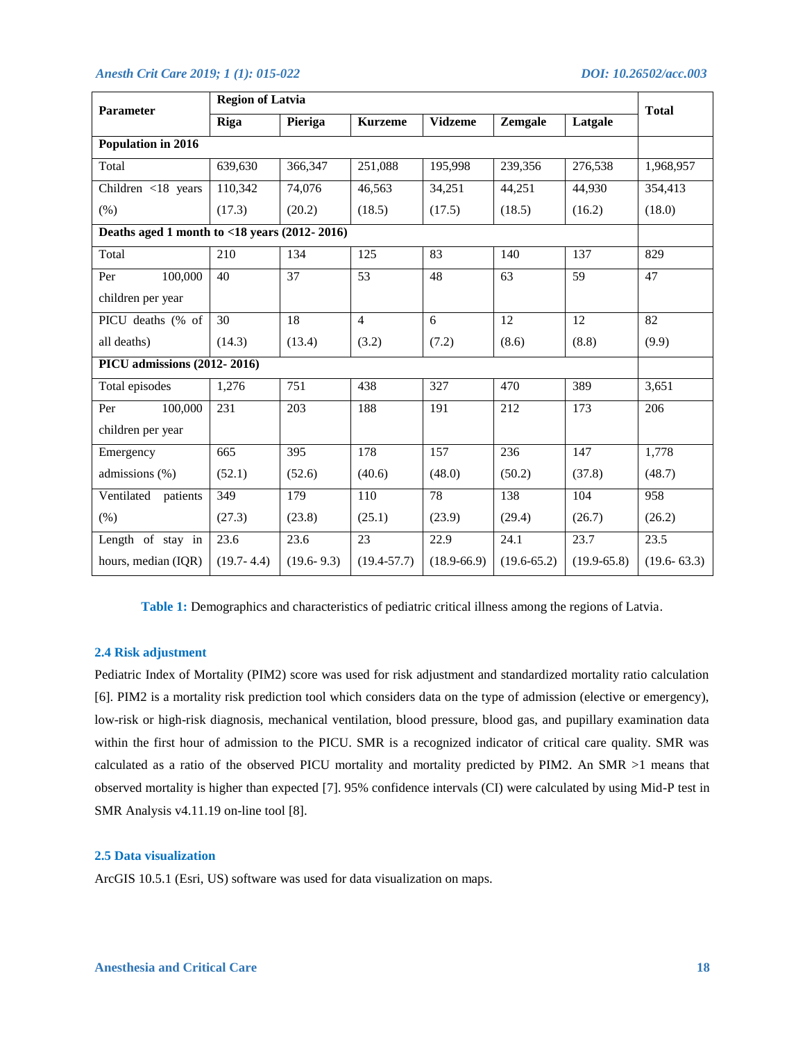| Parameter | Region of Latvia | | | | | | Total |
|---|---|---|---|---|---|---|---|
| | Riga | Pieriga | Kurzeme | Vidzeme | Zemgale | Latgale | |
| **Population in 2016** | | | | | | | |
| Total | 639,630 | 366,347 | 251,088 | 195,998 | 239,356 | 276,538 | 1,968,957 |
| Children <18 years (%) | 110,342 (17.3) | 74,076 (20.2) | 46,563 (18.5) | 34,251 (17.5) | 44,251 (18.5) | 44,930 (16.2) | 354,413 (18.0) |
| **Deaths aged 1 month to <18 years (2012- 2016)** | | | | | | | |
| Total | 210 | 134 | 125 | 83 | 140 | 137 | 829 |
| Per 100,000 children per year | 40 | 37 | 53 | 48 | 63 | 59 | 47 |
| PICU deaths (% of all deaths) | 30 (14.3) | 18 (13.4) | 4 (3.2) | 6 (7.2) | 12 (8.6) | 12 (8.8) | 82 (9.9) |
| **PICU admissions (2012- 2016)** | | | | | | | |
| Total episodes | 1,276 | 751 | 438 | 327 | 470 | 389 | 3,651 |
| Per 100,000 children per year | 231 | 203 | 188 | 191 | 212 | 173 | 206 |
| Emergency admissions (%) | 665 (52.1) | 395 (52.6) | 178 (40.6) | 157 (48.0) | 236 (50.2) | 147 (37.8) | 1,778 (48.7) |
| Ventilated patients (%) | 349 (27.3) | 179 (23.8) | 110 (25.1) | 78 (23.9) | 138 (29.4) | 104 (26.7) | 958 (26.2) |
| Length of stay in hours, median (IQR) | 23.6 (19.7- 4.4) | 23.6 (19.6- 9.3) | 23 (19.4-57.7) | 22.9 (18.9-66.9) | 24.1 (19.6-65.2) | 23.7 (19.9-65.8) | 23.5 (19.6- 63.3) |

**Table 1:** Demographics and characteristics of pediatric critical illness among the regions of Latvia.

### 2.4 Risk adjustment

Pediatric Index of Mortality (PIM2) score was used for risk adjustment and standardized mortality ratio calculation [6]. PIM2 is a mortality risk prediction tool which considers data on the type of admission (elective or emergency), low-risk or high-risk diagnosis, mechanical ventilation, blood pressure, blood gas, and pupillary examination data within the first hour of admission to the PICU. SMR is a recognized indicator of critical care quality. SMR was calculated as a ratio of the observed PICU mortality and mortality predicted by PIM2. An SMR >1 means that observed mortality is higher than expected [7]. 95% confidence intervals (CI) were calculated by using Mid-P test in SMR Analysis v4.11.19 on-line tool [8].

### 2.5 Data visualization

ArcGIS 10.5.1 (Esri, US) software was used for data visualization on maps.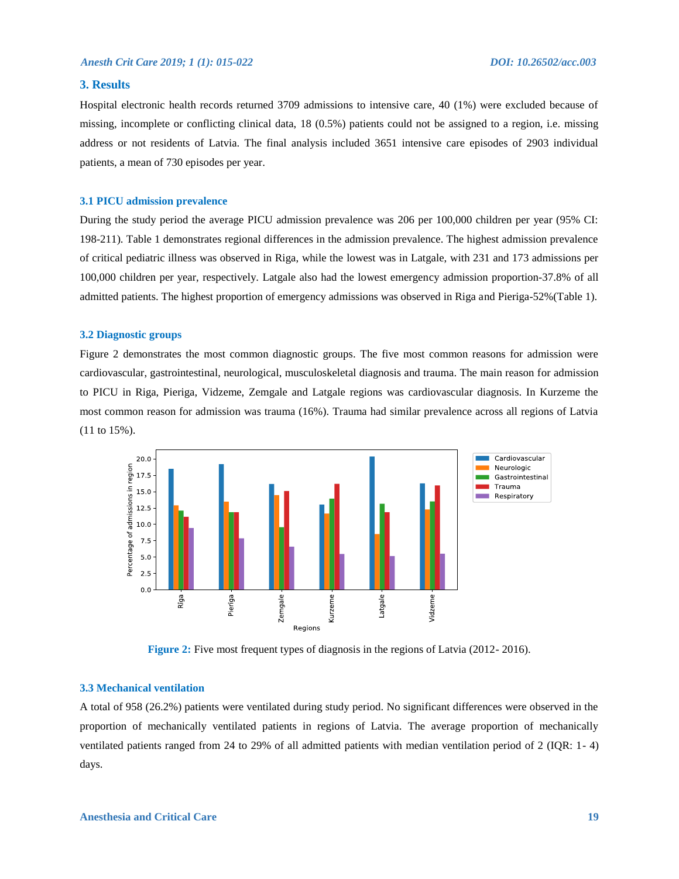## 3. Results

Hospital electronic health records returned 3709 admissions to intensive care, 40 (1%) were excluded because of missing, incomplete or conflicting clinical data, 18 (0.5%) patients could not be assigned to a region, i.e. missing address or not residents of Latvia. The final analysis included 3651 intensive care episodes of 2903 individual patients, a mean of 730 episodes per year.

### 3.1 PICU admission prevalence

During the study period the average PICU admission prevalence was 206 per 100,000 children per year (95% CI: 198-211). Table 1 demonstrates regional differences in the admission prevalence. The highest admission prevalence of critical pediatric illness was observed in Riga, while the lowest was in Latgale, with 231 and 173 admissions per 100,000 children per year, respectively. Latgale also had the lowest emergency admission proportion-37.8% of all admitted patients. The highest proportion of emergency admissions was observed in Riga and Pieriga-52%(Table 1).

### 3.2 Diagnostic groups

Figure 2 demonstrates the most common diagnostic groups. The five most common reasons for admission were cardiovascular, gastrointestinal, neurological, musculoskeletal diagnosis and trauma. The main reason for admission to PICU in Riga, Pieriga, Vidzeme, Zemgale and Latgale regions was cardiovascular diagnosis. In Kurzeme the most common reason for admission was trauma (16%). Trauma had similar prevalence across all regions of Latvia (11 to 15%).

**Figure 2:** Five most frequent types of diagnosis in the regions of Latvia (2012- 2016).

### 3.3 Mechanical ventilation

A total of 958 (26.2%) patients were ventilated during study period. No significant differences were observed in the proportion of mechanically ventilated patients in regions of Latvia. The average proportion of mechanically ventilated patients ranged from 24 to 29% of all admitted patients with median ventilation period of 2 (IQR: 1- 4) days.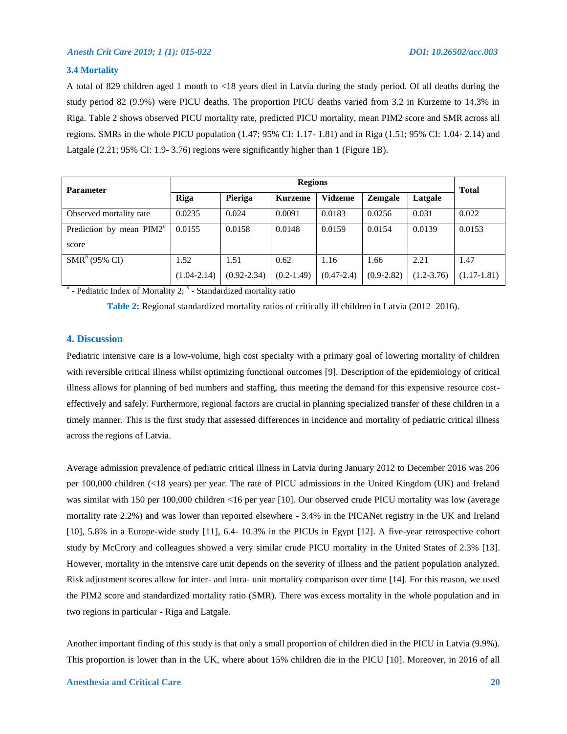### 3.4 Mortality

A total of 829 children aged 1 month to <18 years died in Latvia during the study period. Of all deaths during the study period 82 (9.9%) were PICU deaths. The proportion PICU deaths varied from 3.2 in Kurzeme to 14.3% in Riga. Table 2 shows observed PICU mortality rate, predicted PICU mortality, mean PIM2 score and SMR across all regions. SMRs in the whole PICU population (1.47; 95% CI: 1.17- 1.81) and in Riga (1.51; 95% CI: 1.04- 2.14) and Latgale (2.21; 95% CI: 1.9- 3.76) regions were significantly higher than 1 (Figure 1B).

| Parameter | Regions | | | | | | Total |
|---|---|---|---|---|---|---|---|
| | Riga | Pieriga | Kurzeme | Vidzeme | Zemgale | Latgale | |
| Observed mortality rate | 0.0235 | 0.024 | 0.0091 | 0.0183 | 0.0256 | 0.031 | 0.022 |
| Prediction by mean PIM2[a] score | 0.0155 | 0.0158 | 0.0148 | 0.0159 | 0.0154 | 0.0139 | 0.0153 |
| SMR[b] (95% CI) | 1.52 (1.04-2.14) | 1.51 (0.92-2.34) | 0.62 (0.2-1.49) | 1.16 (0.47-2.4) | 1.66 (0.9-2.82) | 2.21 (1.2-3.76) | 1.47 (1.17-1.81) |

[a] - Pediatric Index of Mortality 2; [b] - Standardized mortality ratio

**Table 2:** Regional standardized mortality ratios of critically ill children in Latvia (2012–2016).

## 4. Discussion

Pediatric intensive care is a low-volume, high cost specialty with a primary goal of lowering mortality of children with reversible critical illness whilst optimizing functional outcomes [9]. Description of the epidemiology of critical illness allows for planning of bed numbers and staffing, thus meeting the demand for this expensive resource cost-effectively and safely. Furthermore, regional factors are crucial in planning specialized transfer of these children in a timely manner. This is the first study that assessed differences in incidence and mortality of pediatric critical illness across the regions of Latvia.

Average admission prevalence of pediatric critical illness in Latvia during January 2012 to December 2016 was 206 per 100,000 children (<18 years) per year. The rate of PICU admissions in the United Kingdom (UK) and Ireland was similar with 150 per 100,000 children <16 per year [10]. Our observed crude PICU mortality was low (average mortality rate 2.2%) and was lower than reported elsewhere - 3.4% in the PICANet registry in the UK and Ireland [10], 5.8% in a Europe-wide study [11], 6.4- 10.3% in the PICUs in Egypt [12]. A five-year retrospective cohort study by McCrory and colleagues showed a very similar crude PICU mortality in the United States of 2.3% [13]. However, mortality in the intensive care unit depends on the severity of illness and the patient population analyzed. Risk adjustment scores allow for inter- and intra- unit mortality comparison over time [14]. For this reason, we used the PIM2 score and standardized mortality ratio (SMR). There was excess mortality in the whole population and in two regions in particular - Riga and Latgale.

Another important finding of this study is that only a small proportion of children died in the PICU in Latvia (9.9%). This proportion is lower than in the UK, where about 15% children die in the PICU [10]. Moreover, in 2016 of all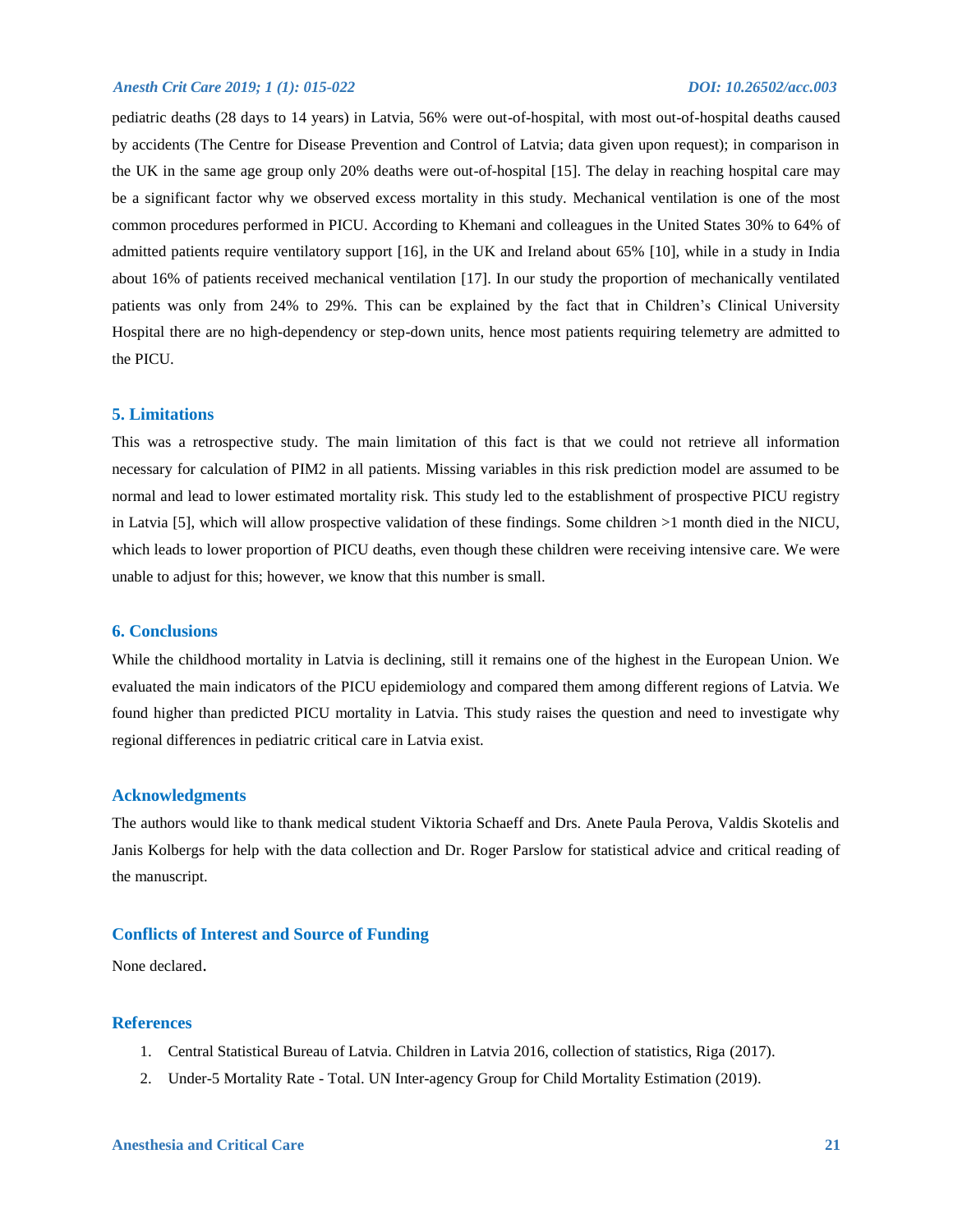pediatric deaths (28 days to 14 years) in Latvia, 56% were out-of-hospital, with most out-of-hospital deaths caused by accidents (The Centre for Disease Prevention and Control of Latvia; data given upon request); in comparison in the UK in the same age group only 20% deaths were out-of-hospital [15]. The delay in reaching hospital care may be a significant factor why we observed excess mortality in this study. Mechanical ventilation is one of the most common procedures performed in PICU. According to Khemani and colleagues in the United States 30% to 64% of admitted patients require ventilatory support [16], in the UK and Ireland about 65% [10], while in a study in India about 16% of patients received mechanical ventilation [17]. In our study the proportion of mechanically ventilated patients was only from 24% to 29%. This can be explained by the fact that in Children's Clinical University Hospital there are no high-dependency or step-down units, hence most patients requiring telemetry are admitted to the PICU.

## 5. Limitations

This was a retrospective study. The main limitation of this fact is that we could not retrieve all information necessary for calculation of PIM2 in all patients. Missing variables in this risk prediction model are assumed to be normal and lead to lower estimated mortality risk. This study led to the establishment of prospective PICU registry in Latvia [5], which will allow prospective validation of these findings. Some children >1 month died in the NICU, which leads to lower proportion of PICU deaths, even though these children were receiving intensive care. We were unable to adjust for this; however, we know that this number is small.

## 6. Conclusions

While the childhood mortality in Latvia is declining, still it remains one of the highest in the European Union. We evaluated the main indicators of the PICU epidemiology and compared them among different regions of Latvia. We found higher than predicted PICU mortality in Latvia. This study raises the question and need to investigate why regional differences in pediatric critical care in Latvia exist.

## Acknowledgments

The authors would like to thank medical student Viktoria Schaeff and Drs. Anete Paula Perova, Valdis Skotelis and Janis Kolbergs for help with the data collection and Dr. Roger Parslow for statistical advice and critical reading of the manuscript.

## Conflicts of Interest and Source of Funding

None declared.

## References

1. Central Statistical Bureau of Latvia. Children in Latvia 2016, collection of statistics, Riga (2017).
2. Under-5 Mortality Rate - Total. UN Inter-agency Group for Child Mortality Estimation (2019).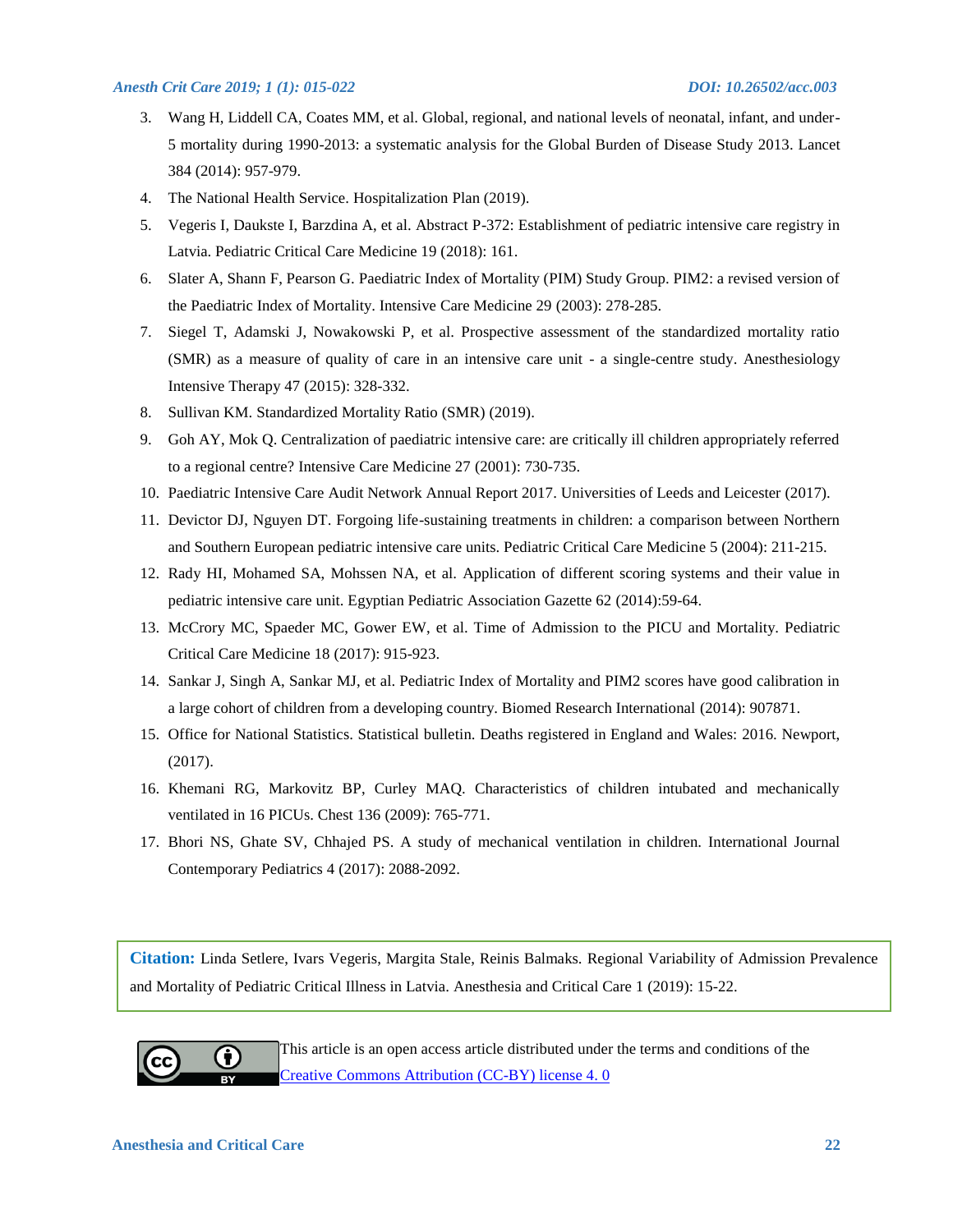3. Wang H, Liddell CA, Coates MM, et al. Global, regional, and national levels of neonatal, infant, and under-5 mortality during 1990-2013: a systematic analysis for the Global Burden of Disease Study 2013. Lancet 384 (2014): 957-979.
4. The National Health Service. Hospitalization Plan (2019).
5. Vegeris I, Daukste I, Barzdina A, et al. Abstract P-372: Establishment of pediatric intensive care registry in Latvia. Pediatric Critical Care Medicine 19 (2018): 161.
6. Slater A, Shann F, Pearson G. Paediatric Index of Mortality (PIM) Study Group. PIM2: a revised version of the Paediatric Index of Mortality. Intensive Care Medicine 29 (2003): 278-285.
7. Siegel T, Adamski J, Nowakowski P, et al. Prospective assessment of the standardized mortality ratio (SMR) as a measure of quality of care in an intensive care unit - a single-centre study. Anesthesiology Intensive Therapy 47 (2015): 328-332.
8. Sullivan KM. Standardized Mortality Ratio (SMR) (2019).
9. Goh AY, Mok Q. Centralization of paediatric intensive care: are critically ill children appropriately referred to a regional centre? Intensive Care Medicine 27 (2001): 730-735.
10. Paediatric Intensive Care Audit Network Annual Report 2017. Universities of Leeds and Leicester (2017).
11. Devictor DJ, Nguyen DT. Forgoing life-sustaining treatments in children: a comparison between Northern and Southern European pediatric intensive care units. Pediatric Critical Care Medicine 5 (2004): 211-215.
12. Rady HI, Mohamed SA, Mohssen NA, et al. Application of different scoring systems and their value in pediatric intensive care unit. Egyptian Pediatric Association Gazette 62 (2014):59-64.
13. McCrory MC, Spaeder MC, Gower EW, et al. Time of Admission to the PICU and Mortality. Pediatric Critical Care Medicine 18 (2017): 915-923.
14. Sankar J, Singh A, Sankar MJ, et al. Pediatric Index of Mortality and PIM2 scores have good calibration in a large cohort of children from a developing country. Biomed Research International (2014): 907871.
15. Office for National Statistics. Statistical bulletin. Deaths registered in England and Wales: 2016. Newport, (2017).
16. Khemani RG, Markovitz BP, Curley MAQ. Characteristics of children intubated and mechanically ventilated in 16 PICUs. Chest 136 (2009): 765-771.
17. Bhori NS, Ghate SV, Chhajed PS. A study of mechanical ventilation in children. International Journal Contemporary Pediatrics 4 (2017): 2088-2092.

**Citation:** Linda Setlere, Ivars Vegeris, Margita Stale, Reinis Balmaks. Regional Variability of Admission Prevalence and Mortality of Pediatric Critical Illness in Latvia. Anesthesia and Critical Care 1 (2019): 15-22.

This article is an open access article distributed under the terms and conditions of the Creative Commons Attribution (CC-BY) license 4. 0